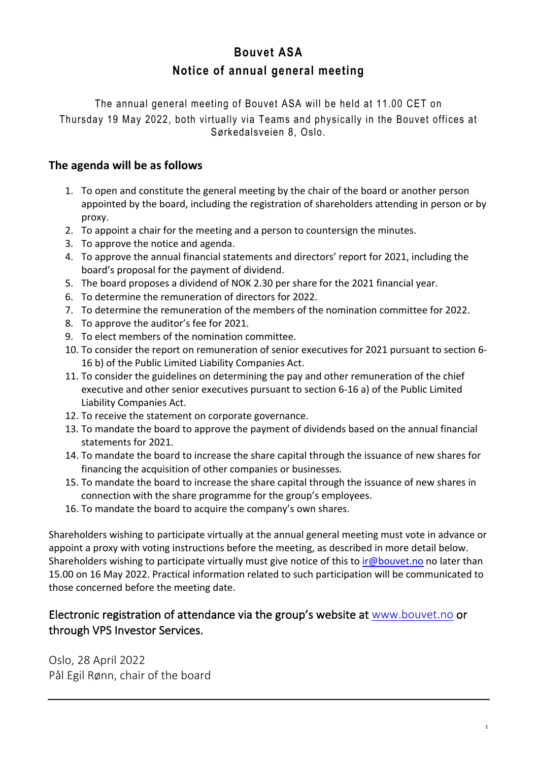# Bouvet ASA

# Notice of annual general meeting

The annual general meeting of Bouvet ASA will be held at 11.00 CET on Thursday 19 May 2022, both virtually via Teams and physically in the Bouvet offices at Sørkedalsveien 8, Oslo.

## The agenda will be as follows

1. To open and constitute the general meeting by the chair of the board or another person appointed by the board, including the registration of shareholders attending in person or by proxy.
2. To appoint a chair for the meeting and a person to countersign the minutes.
3. To approve the notice and agenda.
4. To approve the annual financial statements and directors' report for 2021, including the board's proposal for the payment of dividend.
5. The board proposes a dividend of NOK 2.30 per share for the 2021 financial year.
6. To determine the remuneration of directors for 2022.
7. To determine the remuneration of the members of the nomination committee for 2022.
8. To approve the auditor's fee for 2021.
9. To elect members of the nomination committee.
10. To consider the report on remuneration of senior executives for 2021 pursuant to section 6-16 b) of the Public Limited Liability Companies Act.
11. To consider the guidelines on determining the pay and other remuneration of the chief executive and other senior executives pursuant to section 6-16 a) of the Public Limited Liability Companies Act.
12. To receive the statement on corporate governance.
13. To mandate the board to approve the payment of dividends based on the annual financial statements for 2021.
14. To mandate the board to increase the share capital through the issuance of new shares for financing the acquisition of other companies or businesses.
15. To mandate the board to increase the share capital through the issuance of new shares in connection with the share programme for the group's employees.
16. To mandate the board to acquire the company's own shares.

Shareholders wishing to participate virtually at the annual general meeting must vote in advance or appoint a proxy with voting instructions before the meeting, as described in more detail below. Shareholders wishing to participate virtually must give notice of this to ir@bouvet.no no later than 15.00 on 16 May 2022. Practical information related to such participation will be communicated to those concerned before the meeting date.

## Electronic registration of attendance via the group's website at www.bouvet.no or through VPS Investor Services.

Oslo, 28 April 2022
Pål Egil Rønn, chair of the board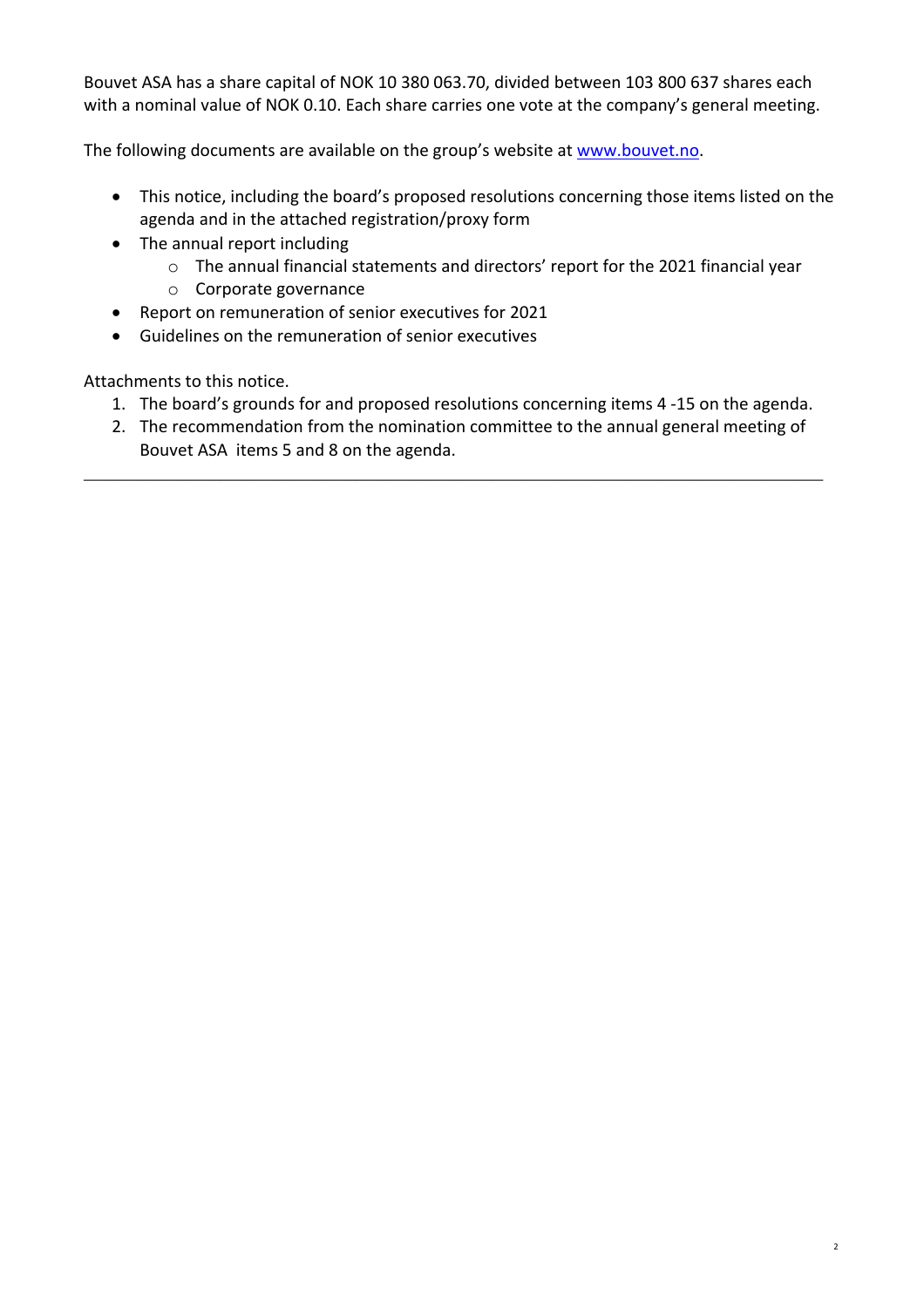Bouvet ASA has a share capital of NOK 10 380 063.70, divided between 103 800 637 shares each with a nominal value of NOK 0.10. Each share carries one vote at the company's general meeting.

The following documents are available on the group's website at www.bouvet.no.

- This notice, including the board's proposed resolutions concerning those items listed on the agenda and in the attached registration/proxy form
- The annual report including
  - The annual financial statements and directors' report for the 2021 financial year
  - Corporate governance
- Report on remuneration of senior executives for 2021
- Guidelines on the remuneration of senior executives

Attachments to this notice.

1. The board's grounds for and proposed resolutions concerning items 4 -15 on the agenda.
2. The recommendation from the nomination committee to the annual general meeting of Bouvet ASA items 5 and 8 on the agenda.

---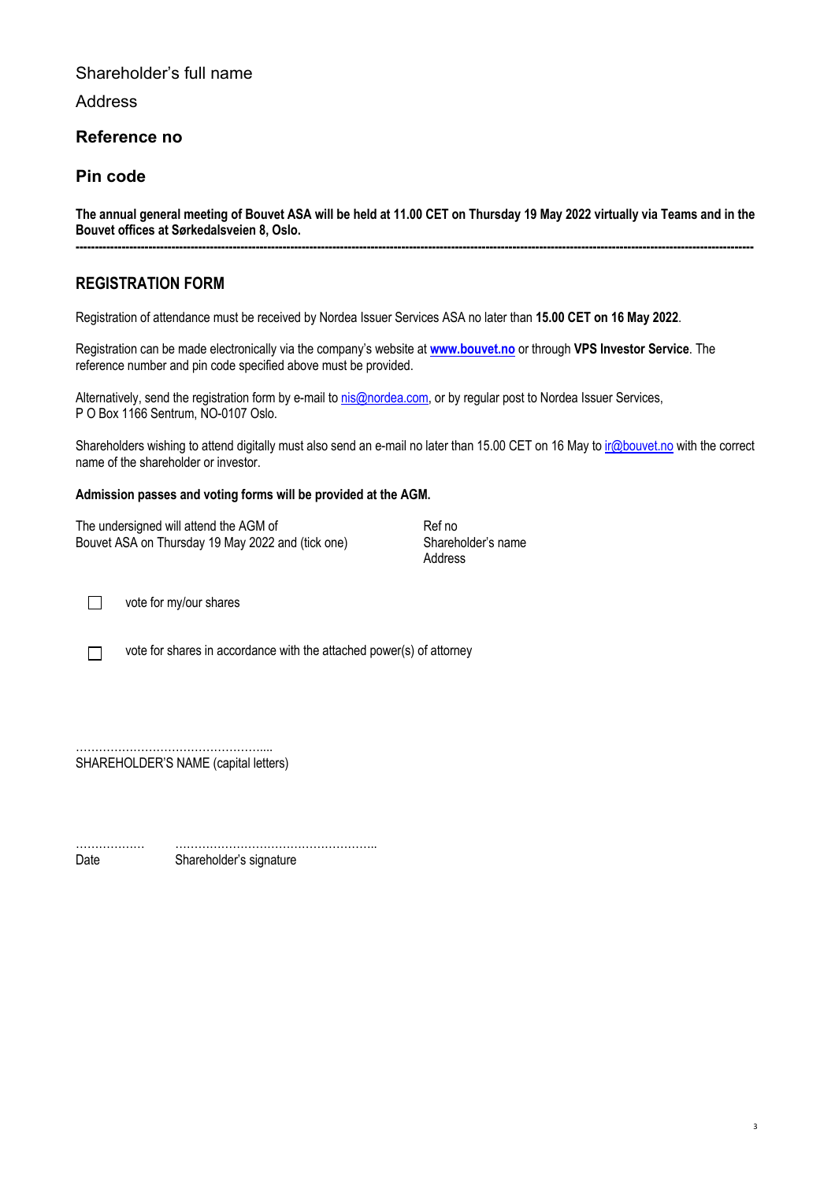Shareholder's full name

Address

**Reference no**

**Pin code**

**The annual general meeting of Bouvet ASA will be held at 11.00 CET on Thursday 19 May 2022 virtually via Teams and in the Bouvet offices at Sørkedalsveien 8, Oslo.**

---

## REGISTRATION FORM

Registration of attendance must be received by Nordea Issuer Services ASA no later than **15.00 CET on 16 May 2022**.

Registration can be made electronically via the company's website at **www.bouvet.no** or through **VPS Investor Service**. The reference number and pin code specified above must be provided.

Alternatively, send the registration form by e-mail to nis@nordea.com, or by regular post to Nordea Issuer Services, P O Box 1166 Sentrum, NO-0107 Oslo.

Shareholders wishing to attend digitally must also send an e-mail no later than 15.00 CET on 16 May to ir@bouvet.no with the correct name of the shareholder or investor.

**Admission passes and voting forms will be provided at the AGM.**

The undersigned will attend the AGM of Bouvet ASA on Thursday 19 May 2022 and (tick one)

Ref no
Shareholder's name
Address

☐ vote for my/our shares

☐ vote for shares in accordance with the attached power(s) of attorney

…………………………………………....
SHAREHOLDER'S NAME (capital letters)

……………… ……………………………………………..
Date Shareholder's signature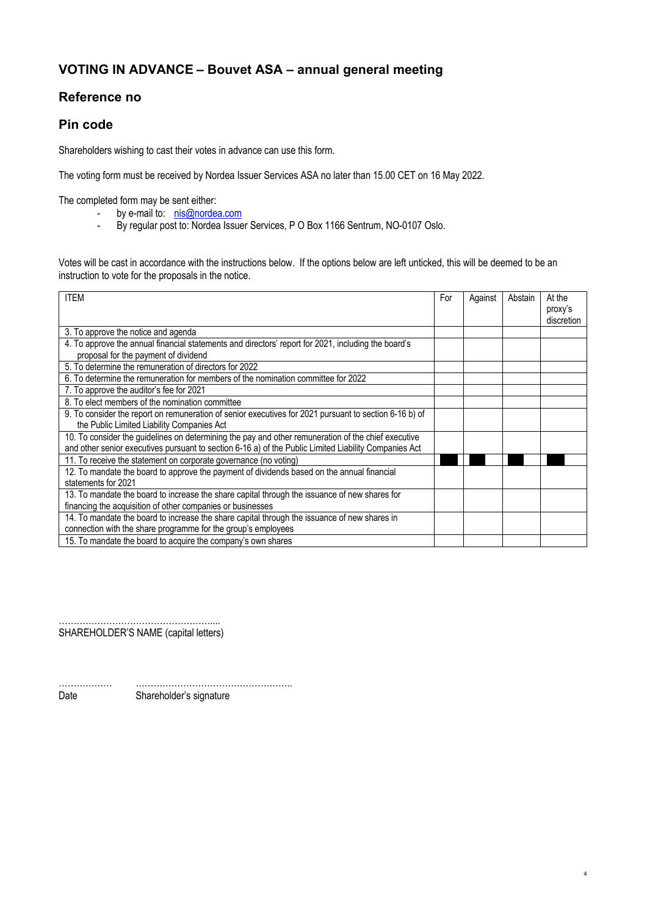## VOTING IN ADVANCE – Bouvet ASA – annual general meeting

## Reference no

## Pin code

Shareholders wishing to cast their votes in advance can use this form.

The voting form must be received by Nordea Issuer Services ASA no later than 15.00 CET on 16 May 2022.

The completed form may be sent either:

- by e-mail to: nis@nordea.com
- By regular post to: Nordea Issuer Services, P O Box 1166 Sentrum, NO-0107 Oslo.

Votes will be cast in accordance with the instructions below. If the options below are left unticked, this will be deemed to be an instruction to vote for the proposals in the notice.

| ITEM | For | Against | Abstain | At the proxy's discretion |
|---|---|---|---|---|
| 3. To approve the notice and agenda | | | | |
| 4. To approve the annual financial statements and directors' report for 2021, including the board's proposal for the payment of dividend | | | | |
| 5. To determine the remuneration of directors for 2022 | | | | |
| 6. To determine the remuneration for members of the nomination committee for 2022 | | | | |
| 7. To approve the auditor's fee for 2021 | | | | |
| 8. To elect members of the nomination committee | | | | |
| 9. To consider the report on remuneration of senior executives for 2021 pursuant to section 6-16 b) of the Public Limited Liability Companies Act | | | | |
| 10. To consider the guidelines on determining the pay and other remuneration of the chief executive and other senior executives pursuant to section 6-16 a) of the Public Limited Liability Companies Act | | | | |
| 11. To receive the statement on corporate governance (no voting) | | | | |
| 12. To mandate the board to approve the payment of dividends based on the annual financial statements for 2021 | | | | |
| 13. To mandate the board to increase the share capital through the issuance of new shares for financing the acquisition of other companies or businesses | | | | |
| 14. To mandate the board to increase the share capital through the issuance of new shares in connection with the share programme for the group's employees | | | | |
| 15. To mandate the board to acquire the company's own shares | | | | |

……………………………………………...
SHAREHOLDER'S NAME (capital letters)

……………… ……………………………………………..
Date Shareholder's signature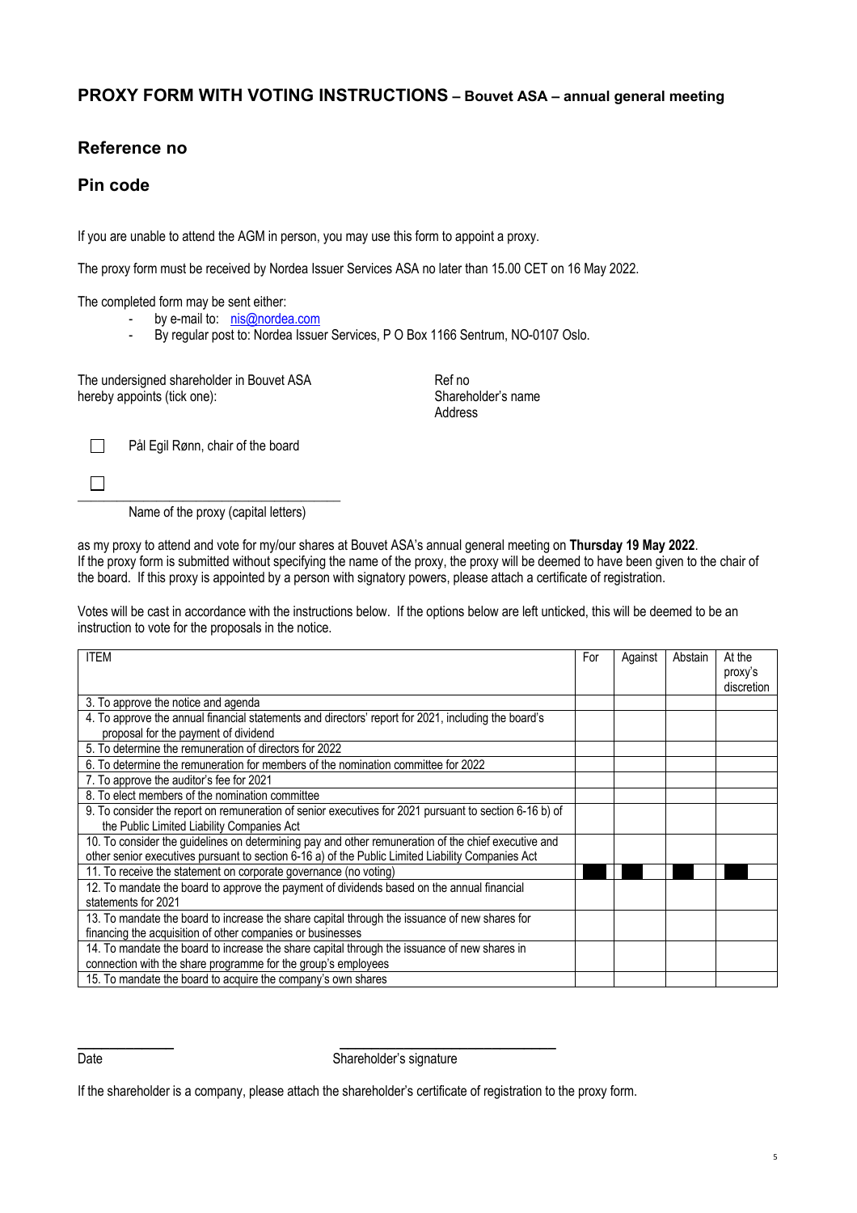## PROXY FORM WITH VOTING INSTRUCTIONS – Bouvet ASA – annual general meeting

## Reference no

## Pin code

If you are unable to attend the AGM in person, you may use this form to appoint a proxy.

The proxy form must be received by Nordea Issuer Services ASA no later than 15.00 CET on 16 May 2022.

The completed form may be sent either:

- by e-mail to: nis@nordea.com
- By regular post to: Nordea Issuer Services, P O Box 1166 Sentrum, NO-0107 Oslo.

The undersigned shareholder in Bouvet ASA hereby appoints (tick one):

Ref no
Shareholder's name
Address

☐ Pål Egil Rønn, chair of the board

☐ ________________________________

Name of the proxy (capital letters)

as my proxy to attend and vote for my/our shares at Bouvet ASA's annual general meeting on **Thursday 19 May 2022**. If the proxy form is submitted without specifying the name of the proxy, the proxy will be deemed to have been given to the chair of the board. If this proxy is appointed by a person with signatory powers, please attach a certificate of registration.

Votes will be cast in accordance with the instructions below. If the options below are left unticked, this will be deemed to be an instruction to vote for the proposals in the notice.

| ITEM | For | Against | Abstain | At the proxy's discretion |
|---|---|---|---|---|
| 3. To approve the notice and agenda | | | | |
| 4. To approve the annual financial statements and directors' report for 2021, including the board's proposal for the payment of dividend | | | | |
| 5. To determine the remuneration of directors for 2022 | | | | |
| 6. To determine the remuneration for members of the nomination committee for 2022 | | | | |
| 7. To approve the auditor's fee for 2021 | | | | |
| 8. To elect members of the nomination committee | | | | |
| 9. To consider the report on remuneration of senior executives for 2021 pursuant to section 6-16 b) of the Public Limited Liability Companies Act | | | | |
| 10. To consider the guidelines on determining pay and other remuneration of the chief executive and other senior executives pursuant to section 6-16 a) of the Public Limited Liability Companies Act | | | | |
| 11. To receive the statement on corporate governance (no voting) | | | | |
| 12. To mandate the board to approve the payment of dividends based on the annual financial statements for 2021 | | | | |
| 13. To mandate the board to increase the share capital through the issuance of new shares for financing the acquisition of other companies or businesses | | | | |
| 14. To mandate the board to increase the share capital through the issuance of new shares in connection with the share programme for the group's employees | | | | |
| 15. To mandate the board to acquire the company's own shares | | | | |

____________ ____________________________

Date Shareholder's signature

If the shareholder is a company, please attach the shareholder's certificate of registration to the proxy form.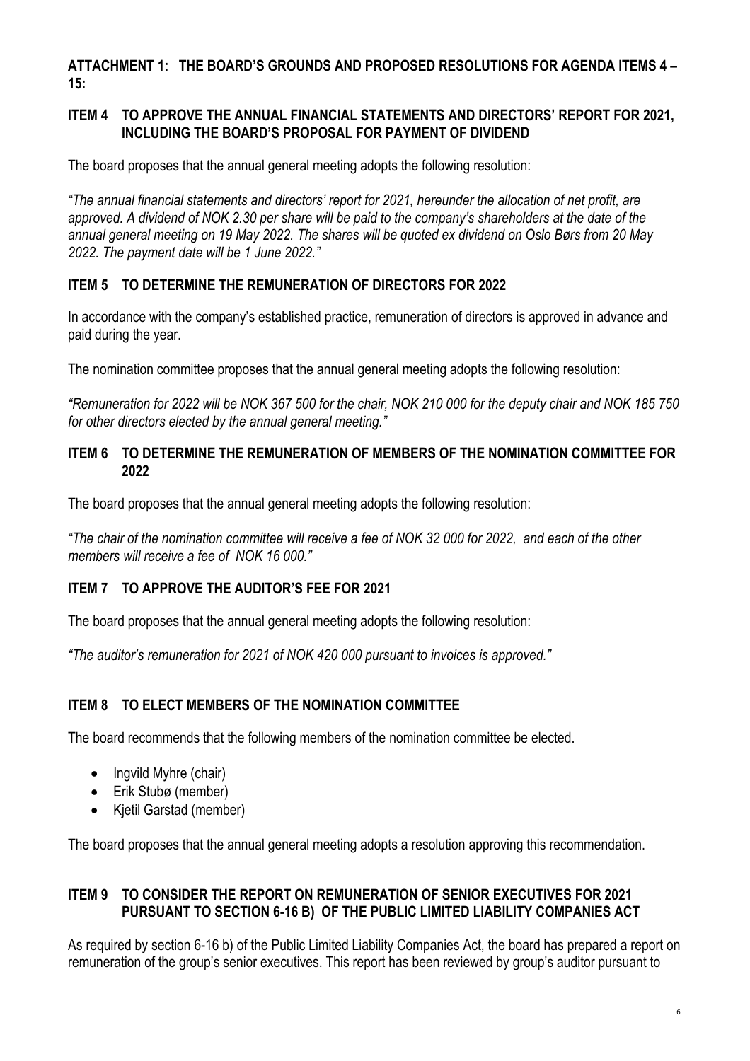## ATTACHMENT 1: THE BOARD'S GROUNDS AND PROPOSED RESOLUTIONS FOR AGENDA ITEMS 4 – 15:

### ITEM 4 TO APPROVE THE ANNUAL FINANCIAL STATEMENTS AND DIRECTORS' REPORT FOR 2021, INCLUDING THE BOARD'S PROPOSAL FOR PAYMENT OF DIVIDEND

The board proposes that the annual general meeting adopts the following resolution:

*"The annual financial statements and directors' report for 2021, hereunder the allocation of net profit, are approved. A dividend of NOK 2.30 per share will be paid to the company's shareholders at the date of the annual general meeting on 19 May 2022. The shares will be quoted ex dividend on Oslo Børs from 20 May 2022. The payment date will be 1 June 2022."*

### ITEM 5 TO DETERMINE THE REMUNERATION OF DIRECTORS FOR 2022

In accordance with the company's established practice, remuneration of directors is approved in advance and paid during the year.

The nomination committee proposes that the annual general meeting adopts the following resolution:

*"Remuneration for 2022 will be NOK 367 500 for the chair, NOK 210 000 for the deputy chair and NOK 185 750 for other directors elected by the annual general meeting."*

### ITEM 6 TO DETERMINE THE REMUNERATION OF MEMBERS OF THE NOMINATION COMMITTEE FOR 2022

The board proposes that the annual general meeting adopts the following resolution:

*"The chair of the nomination committee will receive a fee of NOK 32 000 for 2022, and each of the other members will receive a fee of NOK 16 000."*

### ITEM 7 TO APPROVE THE AUDITOR'S FEE FOR 2021

The board proposes that the annual general meeting adopts the following resolution:

*"The auditor's remuneration for 2021 of NOK 420 000 pursuant to invoices is approved."*

### ITEM 8 TO ELECT MEMBERS OF THE NOMINATION COMMITTEE

The board recommends that the following members of the nomination committee be elected.

- Ingvild Myhre (chair)
- Erik Stubø (member)
- Kjetil Garstad (member)

The board proposes that the annual general meeting adopts a resolution approving this recommendation.

### ITEM 9 TO CONSIDER THE REPORT ON REMUNERATION OF SENIOR EXECUTIVES FOR 2021 PURSUANT TO SECTION 6-16 B) OF THE PUBLIC LIMITED LIABILITY COMPANIES ACT

As required by section 6-16 b) of the Public Limited Liability Companies Act, the board has prepared a report on remuneration of the group's senior executives. This report has been reviewed by group's auditor pursuant to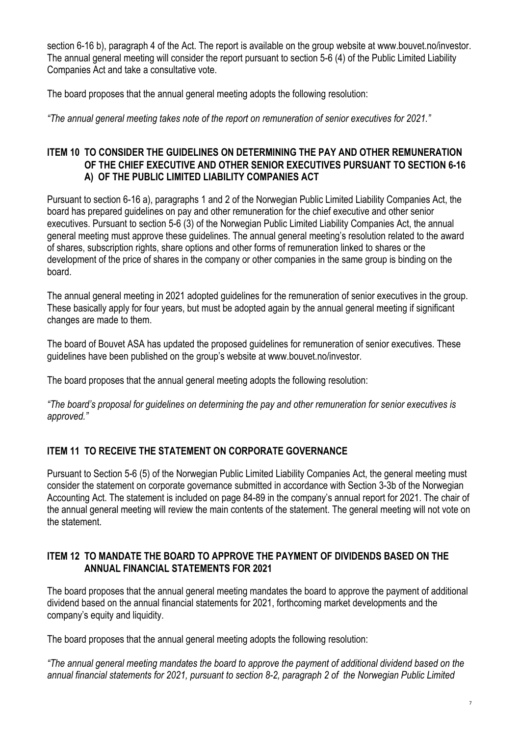section 6-16 b), paragraph 4 of the Act. The report is available on the group website at www.bouvet.no/investor. The annual general meeting will consider the report pursuant to section 5-6 (4) of the Public Limited Liability Companies Act and take a consultative vote.

The board proposes that the annual general meeting adopts the following resolution:

*"The annual general meeting takes note of the report on remuneration of senior executives for 2021."*

## ITEM 10 TO CONSIDER THE GUIDELINES ON DETERMINING THE PAY AND OTHER REMUNERATION OF THE CHIEF EXECUTIVE AND OTHER SENIOR EXECUTIVES PURSUANT TO SECTION 6-16 A) OF THE PUBLIC LIMITED LIABILITY COMPANIES ACT

Pursuant to section 6-16 a), paragraphs 1 and 2 of the Norwegian Public Limited Liability Companies Act, the board has prepared guidelines on pay and other remuneration for the chief executive and other senior executives. Pursuant to section 5-6 (3) of the Norwegian Public Limited Liability Companies Act, the annual general meeting must approve these guidelines. The annual general meeting's resolution related to the award of shares, subscription rights, share options and other forms of remuneration linked to shares or the development of the price of shares in the company or other companies in the same group is binding on the board.

The annual general meeting in 2021 adopted guidelines for the remuneration of senior executives in the group. These basically apply for four years, but must be adopted again by the annual general meeting if significant changes are made to them.

The board of Bouvet ASA has updated the proposed guidelines for remuneration of senior executives. These guidelines have been published on the group's website at www.bouvet.no/investor.

The board proposes that the annual general meeting adopts the following resolution:

*"The board's proposal for guidelines on determining the pay and other remuneration for senior executives is approved."*

## ITEM 11 TO RECEIVE THE STATEMENT ON CORPORATE GOVERNANCE

Pursuant to Section 5-6 (5) of the Norwegian Public Limited Liability Companies Act, the general meeting must consider the statement on corporate governance submitted in accordance with Section 3-3b of the Norwegian Accounting Act. The statement is included on page 84-89 in the company's annual report for 2021. The chair of the annual general meeting will review the main contents of the statement. The general meeting will not vote on the statement.

## ITEM 12 TO MANDATE THE BOARD TO APPROVE THE PAYMENT OF DIVIDENDS BASED ON THE ANNUAL FINANCIAL STATEMENTS FOR 2021

The board proposes that the annual general meeting mandates the board to approve the payment of additional dividend based on the annual financial statements for 2021, forthcoming market developments and the company's equity and liquidity.

The board proposes that the annual general meeting adopts the following resolution:

*"The annual general meeting mandates the board to approve the payment of additional dividend based on the annual financial statements for 2021, pursuant to section 8-2, paragraph 2 of the Norwegian Public Limited*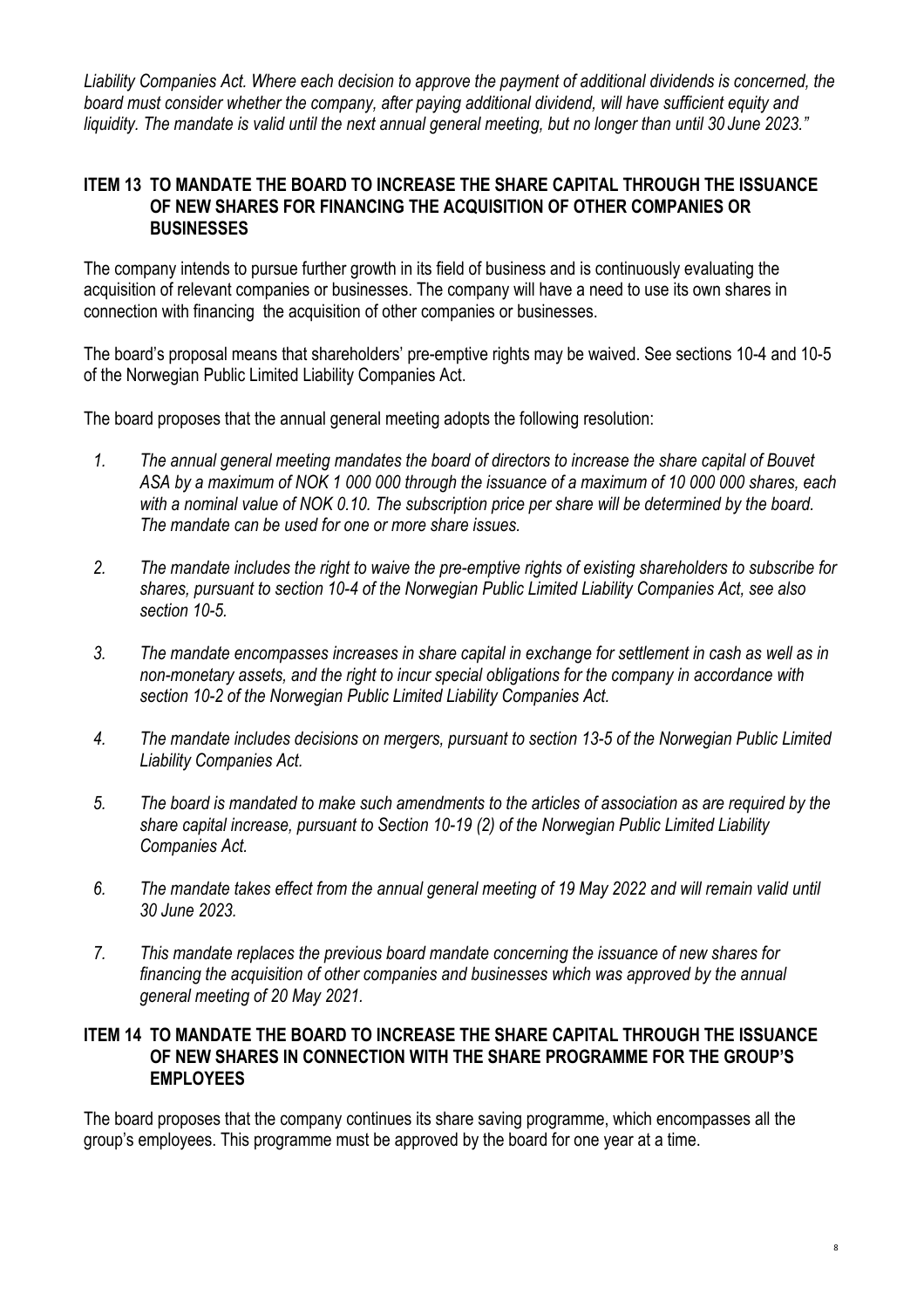*Liability Companies Act. Where each decision to approve the payment of additional dividends is concerned, the board must consider whether the company, after paying additional dividend, will have sufficient equity and liquidity. The mandate is valid until the next annual general meeting, but no longer than until 30 June 2023."*

## ITEM 13 TO MANDATE THE BOARD TO INCREASE THE SHARE CAPITAL THROUGH THE ISSUANCE OF NEW SHARES FOR FINANCING THE ACQUISITION OF OTHER COMPANIES OR BUSINESSES

The company intends to pursue further growth in its field of business and is continuously evaluating the acquisition of relevant companies or businesses. The company will have a need to use its own shares in connection with financing the acquisition of other companies or businesses.

The board's proposal means that shareholders' pre-emptive rights may be waived. See sections 10-4 and 10-5 of the Norwegian Public Limited Liability Companies Act.

The board proposes that the annual general meeting adopts the following resolution:

1. *The annual general meeting mandates the board of directors to increase the share capital of Bouvet ASA by a maximum of NOK 1 000 000 through the issuance of a maximum of 10 000 000 shares, each with a nominal value of NOK 0.10. The subscription price per share will be determined by the board. The mandate can be used for one or more share issues.*

2. *The mandate includes the right to waive the pre-emptive rights of existing shareholders to subscribe for shares, pursuant to section 10-4 of the Norwegian Public Limited Liability Companies Act, see also section 10-5.*

3. *The mandate encompasses increases in share capital in exchange for settlement in cash as well as in non-monetary assets, and the right to incur special obligations for the company in accordance with section 10-2 of the Norwegian Public Limited Liability Companies Act.*

4. *The mandate includes decisions on mergers, pursuant to section 13-5 of the Norwegian Public Limited Liability Companies Act.*

5. *The board is mandated to make such amendments to the articles of association as are required by the share capital increase, pursuant to Section 10-19 (2) of the Norwegian Public Limited Liability Companies Act.*

6. *The mandate takes effect from the annual general meeting of 19 May 2022 and will remain valid until 30 June 2023.*

7. *This mandate replaces the previous board mandate concerning the issuance of new shares for financing the acquisition of other companies and businesses which was approved by the annual general meeting of 20 May 2021.*

## ITEM 14 TO MANDATE THE BOARD TO INCREASE THE SHARE CAPITAL THROUGH THE ISSUANCE OF NEW SHARES IN CONNECTION WITH THE SHARE PROGRAMME FOR THE GROUP'S EMPLOYEES

The board proposes that the company continues its share saving programme, which encompasses all the group's employees. This programme must be approved by the board for one year at a time.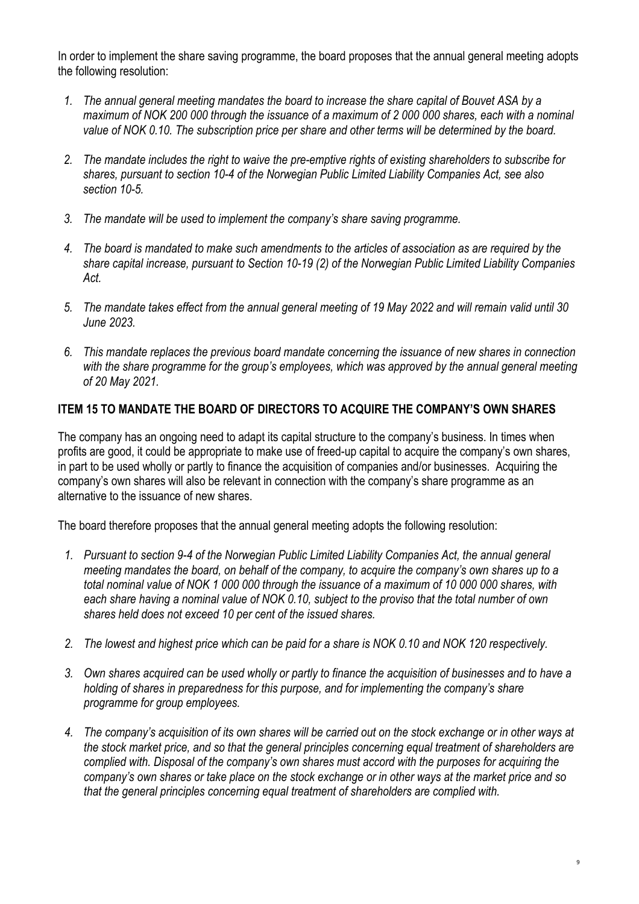In order to implement the share saving programme, the board proposes that the annual general meeting adopts the following resolution:

1. *The annual general meeting mandates the board to increase the share capital of Bouvet ASA by a maximum of NOK 200 000 through the issuance of a maximum of 2 000 000 shares, each with a nominal value of NOK 0.10. The subscription price per share and other terms will be determined by the board.*

2. *The mandate includes the right to waive the pre-emptive rights of existing shareholders to subscribe for shares, pursuant to section 10-4 of the Norwegian Public Limited Liability Companies Act, see also section 10-5.*

3. *The mandate will be used to implement the company's share saving programme.*

4. *The board is mandated to make such amendments to the articles of association as are required by the share capital increase, pursuant to Section 10-19 (2) of the Norwegian Public Limited Liability Companies Act.*

5. *The mandate takes effect from the annual general meeting of 19 May 2022 and will remain valid until 30 June 2023.*

6. *This mandate replaces the previous board mandate concerning the issuance of new shares in connection with the share programme for the group's employees, which was approved by the annual general meeting of 20 May 2021.*

## ITEM 15 TO MANDATE THE BOARD OF DIRECTORS TO ACQUIRE THE COMPANY'S OWN SHARES

The company has an ongoing need to adapt its capital structure to the company's business. In times when profits are good, it could be appropriate to make use of freed-up capital to acquire the company's own shares, in part to be used wholly or partly to finance the acquisition of companies and/or businesses. Acquiring the company's own shares will also be relevant in connection with the company's share programme as an alternative to the issuance of new shares.

The board therefore proposes that the annual general meeting adopts the following resolution:

1. *Pursuant to section 9-4 of the Norwegian Public Limited Liability Companies Act, the annual general meeting mandates the board, on behalf of the company, to acquire the company's own shares up to a total nominal value of NOK 1 000 000 through the issuance of a maximum of 10 000 000 shares, with each share having a nominal value of NOK 0.10, subject to the proviso that the total number of own shares held does not exceed 10 per cent of the issued shares.*

2. *The lowest and highest price which can be paid for a share is NOK 0.10 and NOK 120 respectively.*

3. *Own shares acquired can be used wholly or partly to finance the acquisition of businesses and to have a holding of shares in preparedness for this purpose, and for implementing the company's share programme for group employees.*

4. *The company's acquisition of its own shares will be carried out on the stock exchange or in other ways at the stock market price, and so that the general principles concerning equal treatment of shareholders are complied with. Disposal of the company's own shares must accord with the purposes for acquiring the company's own shares or take place on the stock exchange or in other ways at the market price and so that the general principles concerning equal treatment of shareholders are complied with.*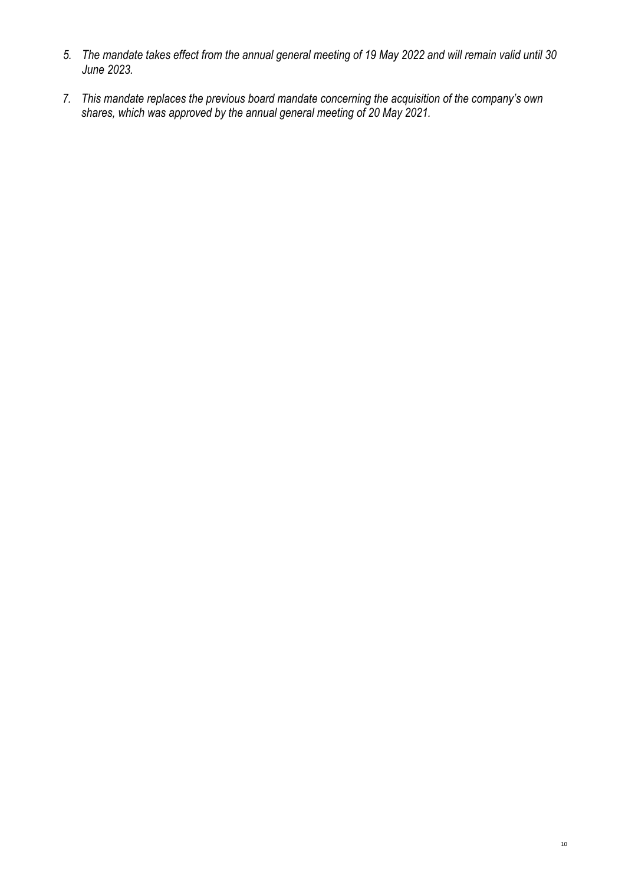5. *The mandate takes effect from the annual general meeting of 19 May 2022 and will remain valid until 30 June 2023.*

7. *This mandate replaces the previous board mandate concerning the acquisition of the company's own shares, which was approved by the annual general meeting of 20 May 2021.*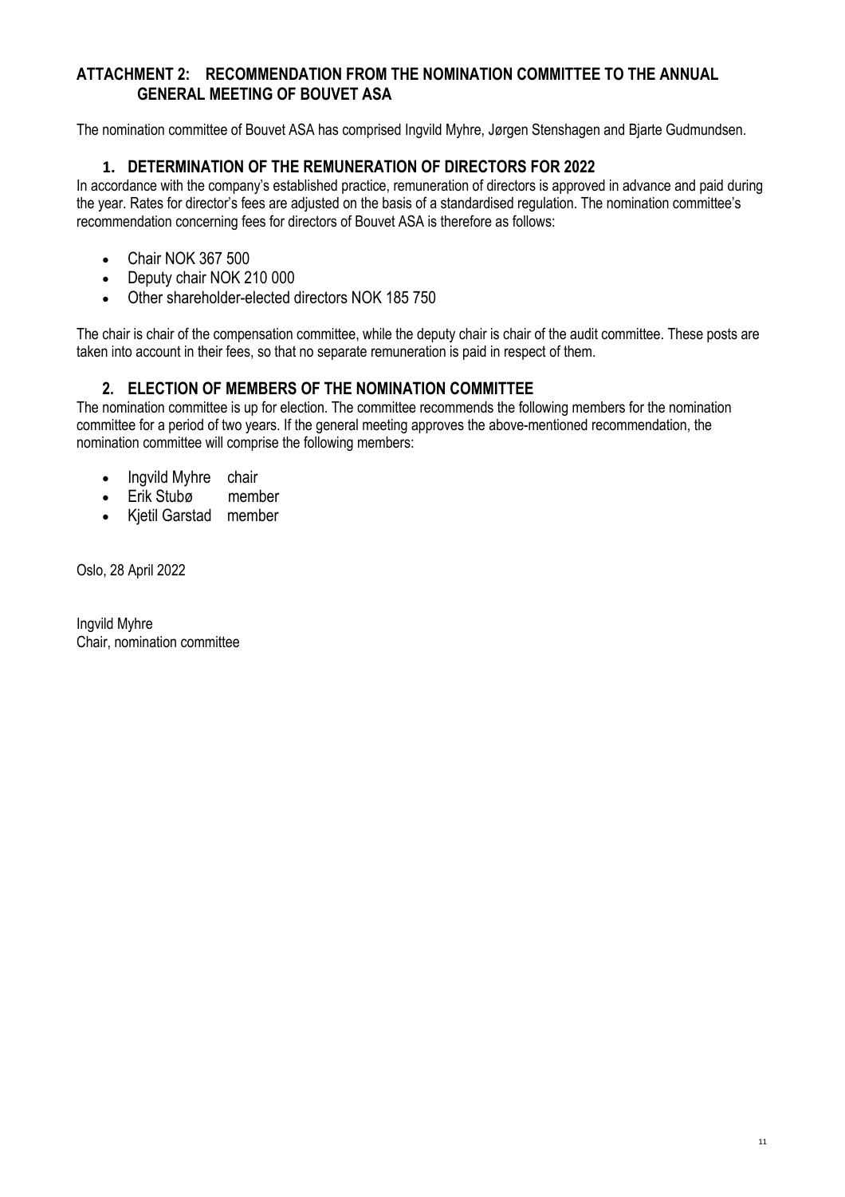## ATTACHMENT 2: RECOMMENDATION FROM THE NOMINATION COMMITTEE TO THE ANNUAL GENERAL MEETING OF BOUVET ASA

The nomination committee of Bouvet ASA has comprised Ingvild Myhre, Jørgen Stenshagen and Bjarte Gudmundsen.

### 1. DETERMINATION OF THE REMUNERATION OF DIRECTORS FOR 2022

In accordance with the company's established practice, remuneration of directors is approved in advance and paid during the year. Rates for director's fees are adjusted on the basis of a standardised regulation. The nomination committee's recommendation concerning fees for directors of Bouvet ASA is therefore as follows:

- Chair NOK 367 500
- Deputy chair NOK 210 000
- Other shareholder-elected directors NOK 185 750

The chair is chair of the compensation committee, while the deputy chair is chair of the audit committee. These posts are taken into account in their fees, so that no separate remuneration is paid in respect of them.

### 2. ELECTION OF MEMBERS OF THE NOMINATION COMMITTEE

The nomination committee is up for election. The committee recommends the following members for the nomination committee for a period of two years. If the general meeting approves the above-mentioned recommendation, the nomination committee will comprise the following members:

- Ingvild Myhre chair
- Erik Stubø member
- Kjetil Garstad member

Oslo, 28 April 2022

Ingvild Myhre
Chair, nomination committee